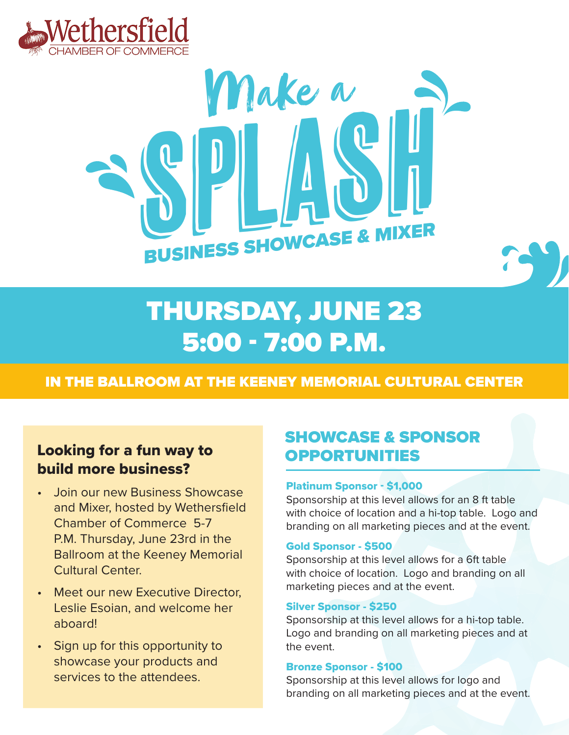Wethersfield
CHAMBER OF COMMERCE

# Make a SPLASH

## BUSINESS SHOWCASE & MIXER

## THURSDAY, JUNE 23
## 5:00 - 7:00 P.M.

**IN THE BALLROOM AT THE KEENEY MEMORIAL CULTURAL CENTER**

### Looking for a fun way to build more business?

- Join our new Business Showcase and Mixer, hosted by Wethersfield Chamber of Commerce 5-7 P.M. Thursday, June 23rd in the Ballroom at the Keeney Memorial Cultural Center.
- Meet our new Executive Director, Leslie Esoian, and welcome her aboard!
- Sign up for this opportunity to showcase your products and services to the attendees.

## SHOWCASE & SPONSOR OPPORTUNITIES

**Platinum Sponsor - $1,000**
Sponsorship at this level allows for an 8 ft table with choice of location and a hi-top table. Logo and branding on all marketing pieces and at the event.

**Gold Sponsor - $500**
Sponsorship at this level allows for a 6ft table with choice of location. Logo and branding on all marketing pieces and at the event.

**Silver Sponsor - $250**
Sponsorship at this level allows for a hi-top table. Logo and branding on all marketing pieces and at the event.

**Bronze Sponsor - $100**
Sponsorship at this level allows for logo and branding on all marketing pieces and at the event.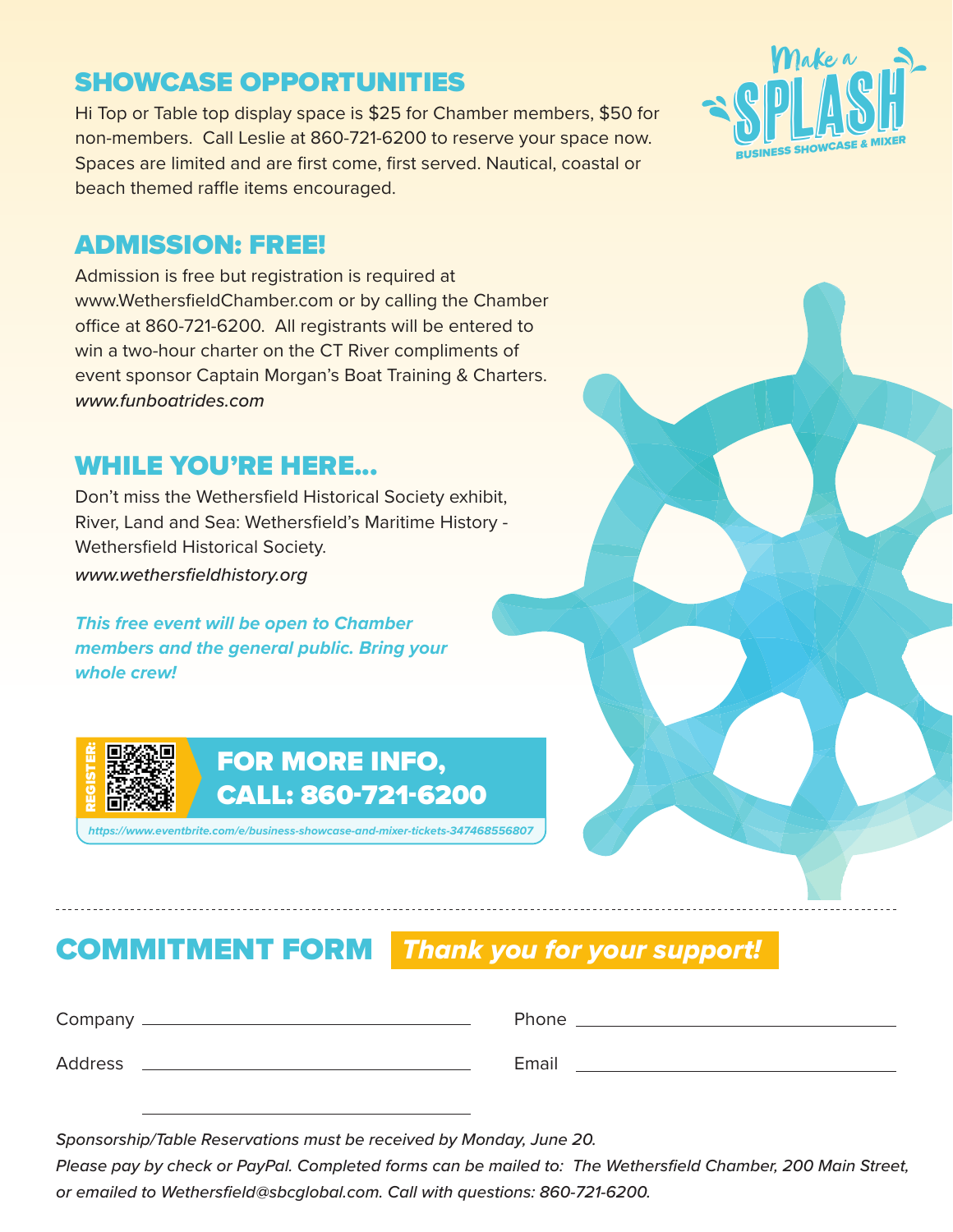Make a SPLASH

BUSINESS SHOWCASE & MIXER

## SHOWCASE OPPORTUNITIES

Hi Top or Table top display space is $25 for Chamber members, $50 for non-members. Call Leslie at 860-721-6200 to reserve your space now. Spaces are limited and are first come, first served. Nautical, coastal or beach themed raffle items encouraged.

## ADMISSION: FREE!

Admission is free but registration is required at www.WethersfieldChamber.com or by calling the Chamber office at 860-721-6200. All registrants will be entered to win a two-hour charter on the CT River compliments of event sponsor Captain Morgan's Boat Training & Charters. *www.funboatrides.com*

## WHILE YOU'RE HERE...

Don't miss the Wethersfield Historical Society exhibit, River, Land and Sea: Wethersfield's Maritime History - Wethersfield Historical Society.
*www.wethersfieldhistory.org*

***This free event will be open to Chamber members and the general public. Bring your whole crew!***

REGISTER:

**FOR MORE INFO, CALL: 860-721-6200**

*https://www.eventbrite.com/e/business-showcase-and-mixer-tickets-347468556807*

## COMMITMENT FORM

***Thank you for your support!***

Company ______________________ Phone ______________________

Address ______________________ Email ______________________

______________________

*Sponsorship/Table Reservations must be received by Monday, June 20.*

*Please pay by check or PayPal. Completed forms can be mailed to: The Wethersfield Chamber, 200 Main Street, or emailed to Wethersfield@sbcglobal.com. Call with questions: 860-721-6200.*